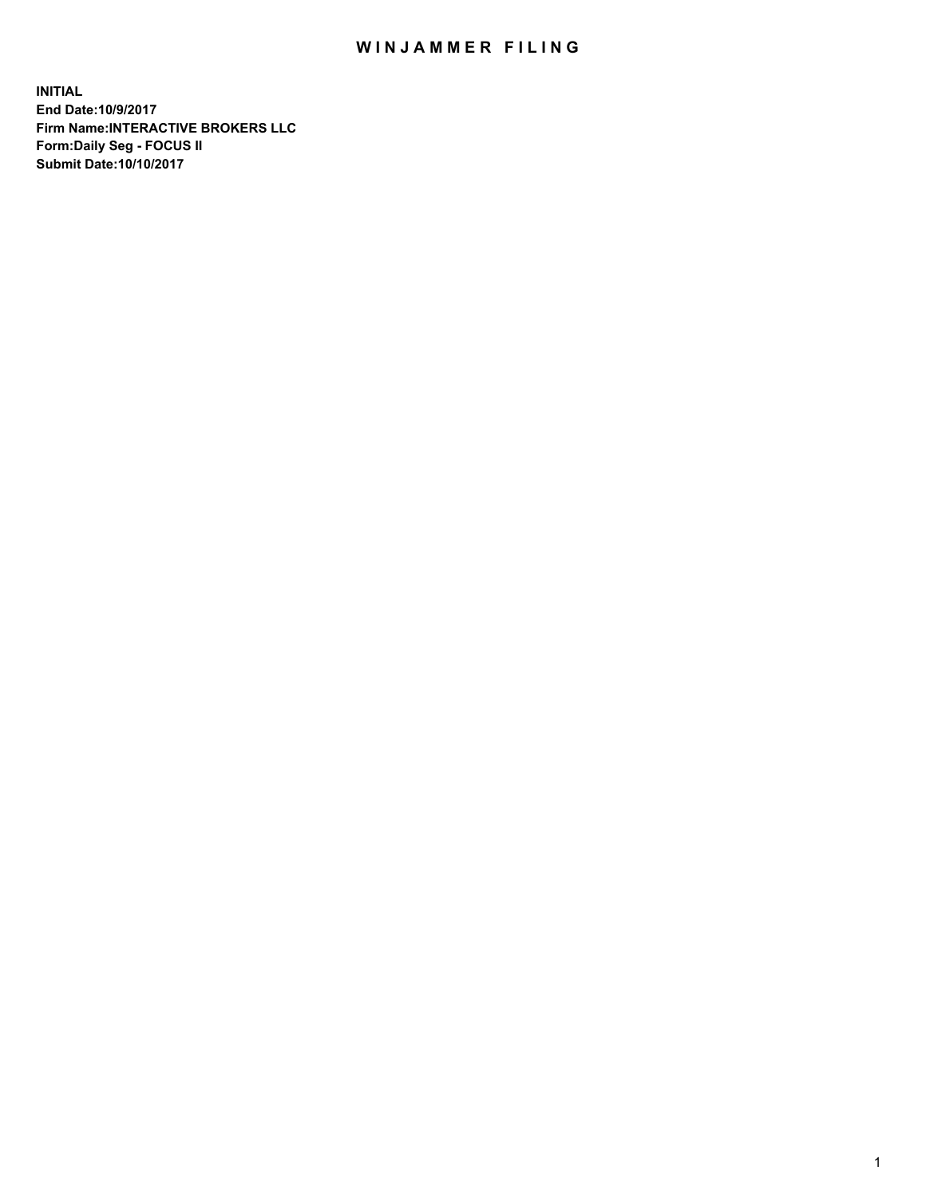# WINJAMMER FILING

**INITIAL**
**End Date:10/9/2017**
**Firm Name:INTERACTIVE BROKERS LLC**
**Form:Daily Seg - FOCUS II**
**Submit Date:10/10/2017**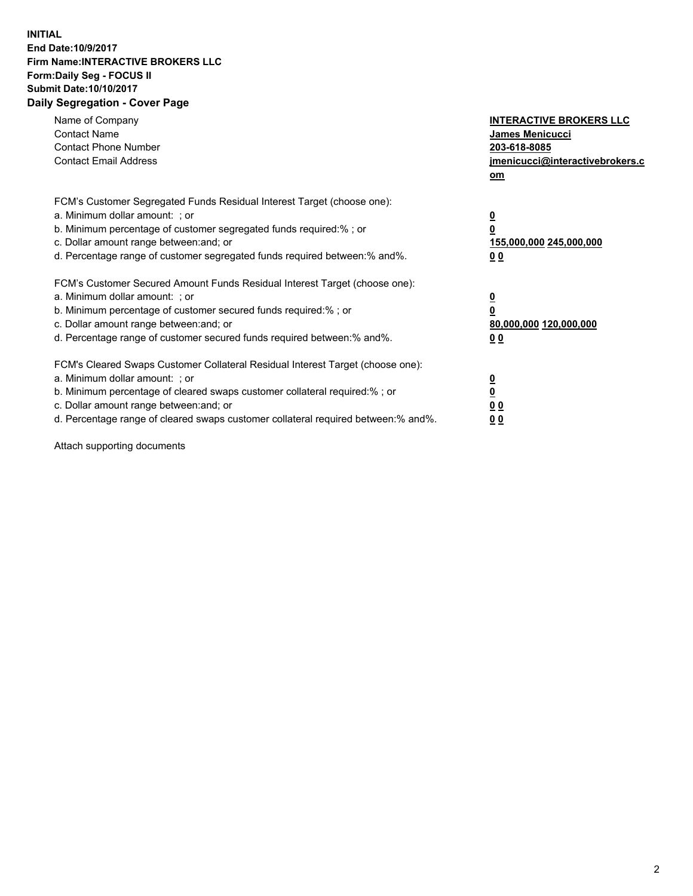**INITIAL**
**End Date:10/9/2017**
**Firm Name:INTERACTIVE BROKERS LLC**
**Form:Daily Seg - FOCUS II**
**Submit Date:10/10/2017**

## Daily Segregation - Cover Page

| | |
|---|---|
| Name of Company | **INTERACTIVE BROKERS LLC** |
| Contact Name | **James Menicucci** |
| Contact Phone Number | **203-618-8085** |
| Contact Email Address | **jmenicucci@interactivebrokers.com** |

FCM's Customer Segregated Funds Residual Interest Target (choose one):

| | |
|---|---|
| a. Minimum dollar amount: ; or | **0** |
| b. Minimum percentage of customer segregated funds required:% ; or | **0** |
| c. Dollar amount range between:and; or | **155,000,000 245,000,000** |
| d. Percentage range of customer segregated funds required between:% and%. | **0 0** |

FCM's Customer Secured Amount Funds Residual Interest Target (choose one):

| | |
|---|---|
| a. Minimum dollar amount: ; or | **0** |
| b. Minimum percentage of customer secured funds required:% ; or | **0** |
| c. Dollar amount range between:and; or | **80,000,000 120,000,000** |
| d. Percentage range of customer secured funds required between:% and%. | **0 0** |

FCM's Cleared Swaps Customer Collateral Residual Interest Target (choose one):

| | |
|---|---|
| a. Minimum dollar amount: ; or | **0** |
| b. Minimum percentage of cleared swaps customer collateral required:% ; or | **0** |
| c. Dollar amount range between:and; or | **0 0** |
| d. Percentage range of cleared swaps customer collateral required between:% and%. | **0 0** |

Attach supporting documents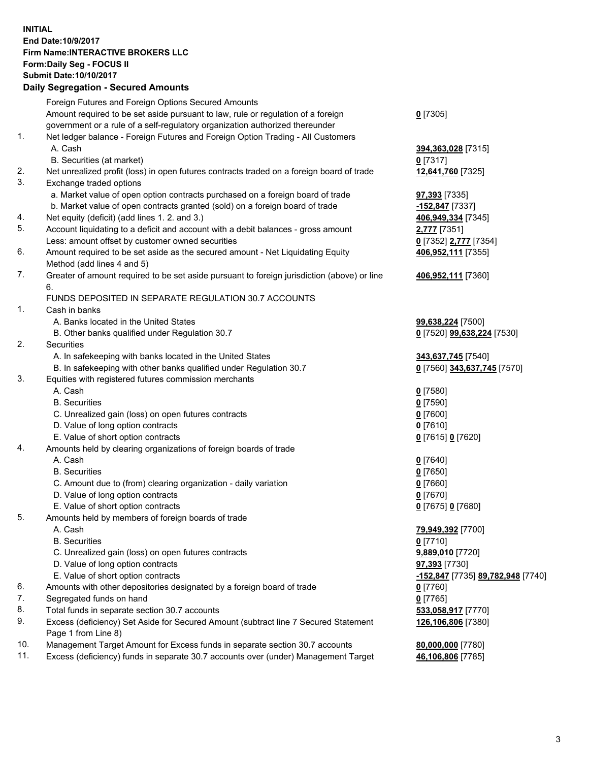**INITIAL**
**End Date:10/9/2017**
**Firm Name:INTERACTIVE BROKERS LLC**
**Form:Daily Seg - FOCUS II**
**Submit Date:10/10/2017**

### Daily Segregation - Secured Amounts

| | | |
|---|---|---|
| | Foreign Futures and Foreign Options Secured Amounts | |
| | Amount required to be set aside pursuant to law, rule or regulation of a foreign government or a rule of a self-regulatory organization authorized thereunder | **0** [7305] |
| 1. | Net ledger balance - Foreign Futures and Foreign Option Trading - All Customers | |
| | A. Cash | **394,363,028** [7315] |
| | B. Securities (at market) | **0** [7317] |
| 2. | Net unrealized profit (loss) in open futures contracts traded on a foreign board of trade | **12,641,760** [7325] |
| 3. | Exchange traded options | |
| | a. Market value of open option contracts purchased on a foreign board of trade | **97,393** [7335] |
| | b. Market value of open contracts granted (sold) on a foreign board of trade | **-152,847** [7337] |
| 4. | Net equity (deficit) (add lines 1. 2. and 3.) | **406,949,334** [7345] |
| 5. | Account liquidating to a deficit and account with a debit balances - gross amount | **2,777** [7351] |
| | Less: amount offset by customer owned securities | **0** [7352] **2,777** [7354] |
| 6. | Amount required to be set aside as the secured amount - Net Liquidating Equity Method (add lines 4 and 5) | **406,952,111** [7355] |
| 7. | Greater of amount required to be set aside pursuant to foreign jurisdiction (above) or line 6. | **406,952,111** [7360] |
| | FUNDS DEPOSITED IN SEPARATE REGULATION 30.7 ACCOUNTS | |
| 1. | Cash in banks | |
| | A. Banks located in the United States | **99,638,224** [7500] |
| | B. Other banks qualified under Regulation 30.7 | **0** [7520] **99,638,224** [7530] |
| 2. | Securities | |
| | A. In safekeeping with banks located in the United States | **343,637,745** [7540] |
| | B. In safekeeping with other banks qualified under Regulation 30.7 | **0** [7560] **343,637,745** [7570] |
| 3. | Equities with registered futures commission merchants | |
| | A. Cash | **0** [7580] |
| | B. Securities | **0** [7590] |
| | C. Unrealized gain (loss) on open futures contracts | **0** [7600] |
| | D. Value of long option contracts | **0** [7610] |
| | E. Value of short option contracts | **0** [7615] **0** [7620] |
| 4. | Amounts held by clearing organizations of foreign boards of trade | |
| | A. Cash | **0** [7640] |
| | B. Securities | **0** [7650] |
| | C. Amount due to (from) clearing organization - daily variation | **0** [7660] |
| | D. Value of long option contracts | **0** [7670] |
| | E. Value of short option contracts | **0** [7675] **0** [7680] |
| 5. | Amounts held by members of foreign boards of trade | |
| | A. Cash | **79,949,392** [7700] |
| | B. Securities | **0** [7710] |
| | C. Unrealized gain (loss) on open futures contracts | **9,889,010** [7720] |
| | D. Value of long option contracts | **97,393** [7730] |
| | E. Value of short option contracts | **-152,847** [7735] **89,782,948** [7740] |
| 6. | Amounts with other depositories designated by a foreign board of trade | **0** [7760] |
| 7. | Segregated funds on hand | **0** [7765] |
| 8. | Total funds in separate section 30.7 accounts | **533,058,917** [7770] |
| 9. | Excess (deficiency) Set Aside for Secured Amount (subtract line 7 Secured Statement Page 1 from Line 8) | **126,106,806** [7380] |
| 10. | Management Target Amount for Excess funds in separate section 30.7 accounts | **80,000,000** [7780] |
| 11. | Excess (deficiency) funds in separate 30.7 accounts over (under) Management Target | **46,106,806** [7785] |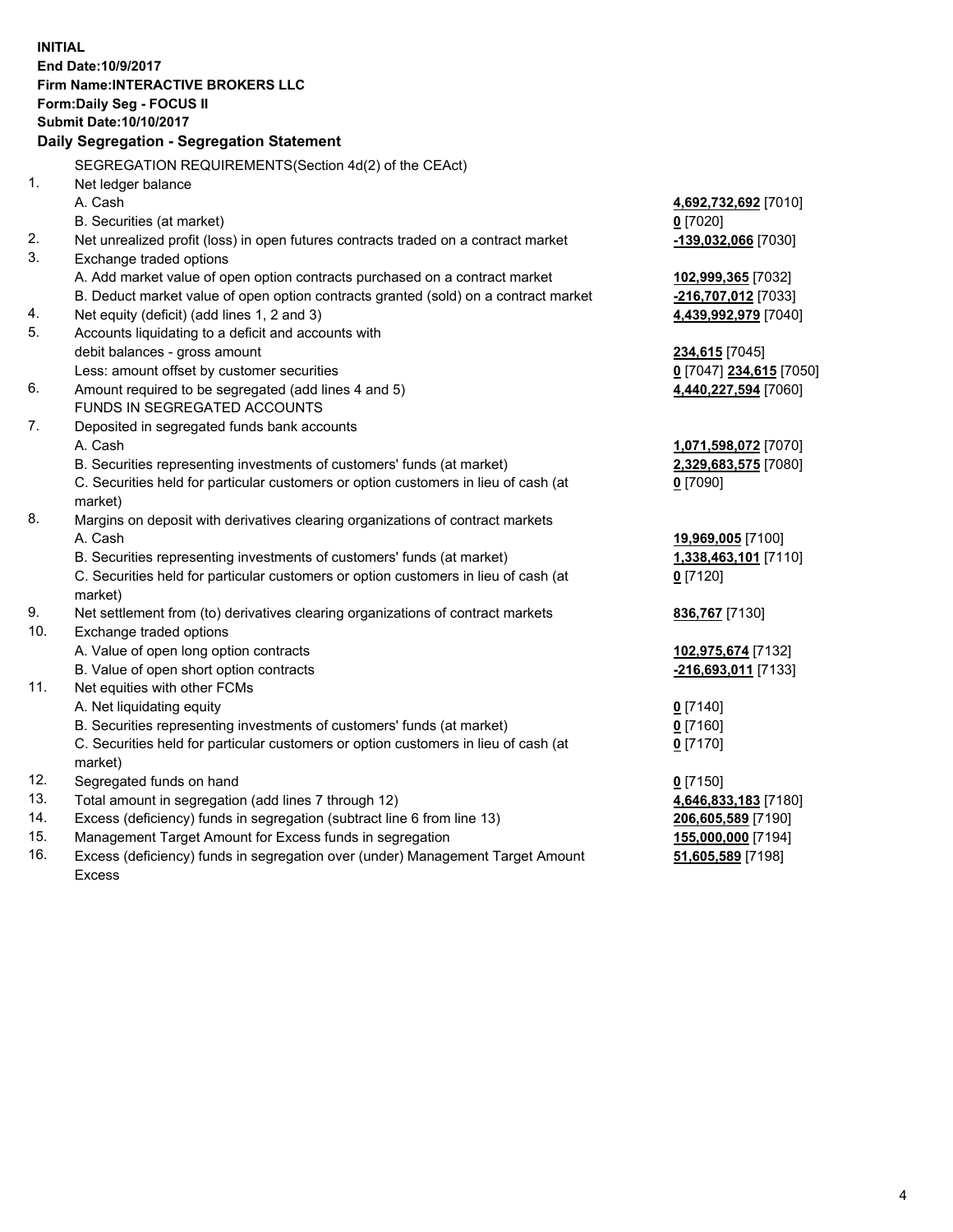**INITIAL**
**End Date:10/9/2017**
**Firm Name:INTERACTIVE BROKERS LLC**
**Form:Daily Seg - FOCUS II**
**Submit Date:10/10/2017**

**Daily Segregation - Segregation Statement**

| | | |
|---|---|---|
| | SEGREGATION REQUIREMENTS(Section 4d(2) of the CEAct) | |
| 1. | Net ledger balance | |
| | A. Cash | **4,692,732,692** [7010] |
| | B. Securities (at market) | **0** [7020] |
| 2. | Net unrealized profit (loss) in open futures contracts traded on a contract market | **-139,032,066** [7030] |
| 3. | Exchange traded options | |
| | A. Add market value of open option contracts purchased on a contract market | **102,999,365** [7032] |
| | B. Deduct market value of open option contracts granted (sold) on a contract market | **-216,707,012** [7033] |
| 4. | Net equity (deficit) (add lines 1, 2 and 3) | **4,439,992,979** [7040] |
| 5. | Accounts liquidating to a deficit and accounts with | |
| | debit balances - gross amount | **234,615** [7045] |
| | Less: amount offset by customer securities | **0** [7047] **234,615** [7050] |
| 6. | Amount required to be segregated (add lines 4 and 5) | **4,440,227,594** [7060] |
| | FUNDS IN SEGREGATED ACCOUNTS | |
| 7. | Deposited in segregated funds bank accounts | |
| | A. Cash | **1,071,598,072** [7070] |
| | B. Securities representing investments of customers' funds (at market) | **2,329,683,575** [7080] |
| | C. Securities held for particular customers or option customers in lieu of cash (at market) | **0** [7090] |
| 8. | Margins on deposit with derivatives clearing organizations of contract markets | |
| | A. Cash | **19,969,005** [7100] |
| | B. Securities representing investments of customers' funds (at market) | **1,338,463,101** [7110] |
| | C. Securities held for particular customers or option customers in lieu of cash (at market) | **0** [7120] |
| 9. | Net settlement from (to) derivatives clearing organizations of contract markets | **836,767** [7130] |
| 10. | Exchange traded options | |
| | A. Value of open long option contracts | **102,975,674** [7132] |
| | B. Value of open short option contracts | **-216,693,011** [7133] |
| 11. | Net equities with other FCMs | |
| | A. Net liquidating equity | **0** [7140] |
| | B. Securities representing investments of customers' funds (at market) | **0** [7160] |
| | C. Securities held for particular customers or option customers in lieu of cash (at market) | **0** [7170] |
| 12. | Segregated funds on hand | **0** [7150] |
| 13. | Total amount in segregation (add lines 7 through 12) | **4,646,833,183** [7180] |
| 14. | Excess (deficiency) funds in segregation (subtract line 6 from line 13) | **206,605,589** [7190] |
| 15. | Management Target Amount for Excess funds in segregation | **155,000,000** [7194] |
| 16. | Excess (deficiency) funds in segregation over (under) Management Target Amount Excess | **51,605,589** [7198] |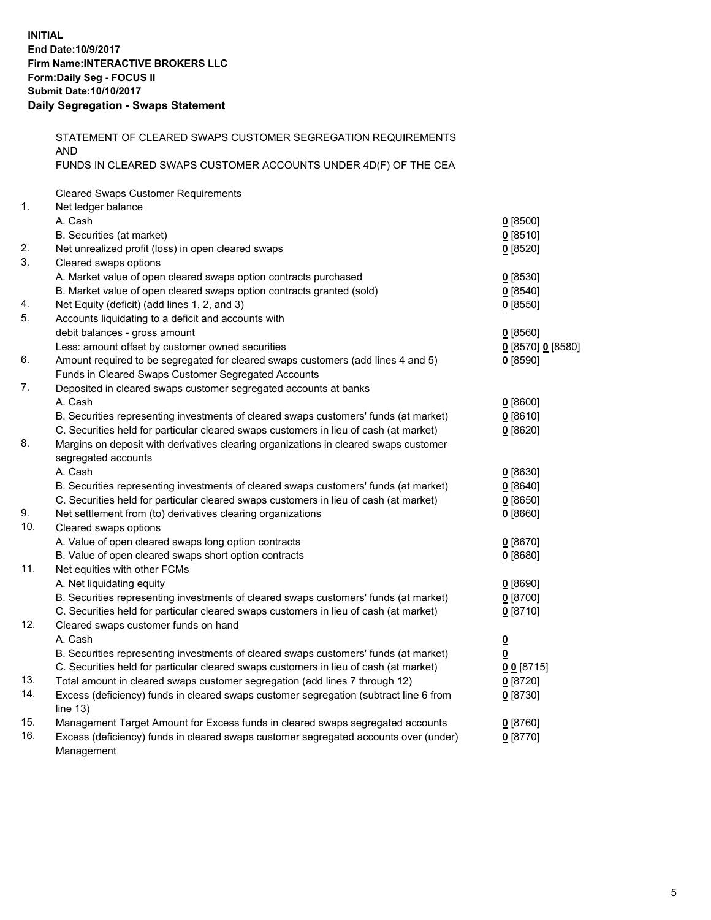**INITIAL**
**End Date:10/9/2017**
**Firm Name:INTERACTIVE BROKERS LLC**
**Form:Daily Seg - FOCUS II**
**Submit Date:10/10/2017**
**Daily Segregation - Swaps Statement**

STATEMENT OF CLEARED SWAPS CUSTOMER SEGREGATION REQUIREMENTS AND FUNDS IN CLEARED SWAPS CUSTOMER ACCOUNTS UNDER 4D(F) OF THE CEA

| | | |
|---|---|---|
| | Cleared Swaps Customer Requirements | |
| 1. | Net ledger balance | |
| | A. Cash | 0 [8500] |
| | B. Securities (at market) | 0 [8510] |
| 2. | Net unrealized profit (loss) in open cleared swaps | 0 [8520] |
| 3. | Cleared swaps options | |
| | A. Market value of open cleared swaps option contracts purchased | 0 [8530] |
| | B. Market value of open cleared swaps option contracts granted (sold) | 0 [8540] |
| 4. | Net Equity (deficit) (add lines 1, 2, and 3) | 0 [8550] |
| 5. | Accounts liquidating to a deficit and accounts with debit balances - gross amount | 0 [8560] |
| | Less: amount offset by customer owned securities | 0 [8570] 0 [8580] |
| 6. | Amount required to be segregated for cleared swaps customers (add lines 4 and 5) | 0 [8590] |
| | Funds in Cleared Swaps Customer Segregated Accounts | |
| 7. | Deposited in cleared swaps customer segregated accounts at banks | |
| | A. Cash | 0 [8600] |
| | B. Securities representing investments of cleared swaps customers' funds (at market) | 0 [8610] |
| | C. Securities held for particular cleared swaps customers in lieu of cash (at market) | 0 [8620] |
| 8. | Margins on deposit with derivatives clearing organizations in cleared swaps customer segregated accounts | |
| | A. Cash | 0 [8630] |
| | B. Securities representing investments of cleared swaps customers' funds (at market) | 0 [8640] |
| | C. Securities held for particular cleared swaps customers in lieu of cash (at market) | 0 [8650] |
| 9. | Net settlement from (to) derivatives clearing organizations | 0 [8660] |
| 10. | Cleared swaps options | |
| | A. Value of open cleared swaps long option contracts | 0 [8670] |
| | B. Value of open cleared swaps short option contracts | 0 [8680] |
| 11. | Net equities with other FCMs | |
| | A. Net liquidating equity | 0 [8690] |
| | B. Securities representing investments of cleared swaps customers' funds (at market) | 0 [8700] |
| | C. Securities held for particular cleared swaps customers in lieu of cash (at market) | 0 [8710] |
| 12. | Cleared swaps customer funds on hand | |
| | A. Cash | 0 |
| | B. Securities representing investments of cleared swaps customers' funds (at market) | 0 |
| | C. Securities held for particular cleared swaps customers in lieu of cash (at market) | 0 0 [8715] |
| 13. | Total amount in cleared swaps customer segregation (add lines 7 through 12) | 0 [8720] |
| 14. | Excess (deficiency) funds in cleared swaps customer segregation (subtract line 6 from line 13) | 0 [8730] |
| 15. | Management Target Amount for Excess funds in cleared swaps segregated accounts | 0 [8760] |
| 16. | Excess (deficiency) funds in cleared swaps customer segregated accounts over (under) Management | 0 [8770] |